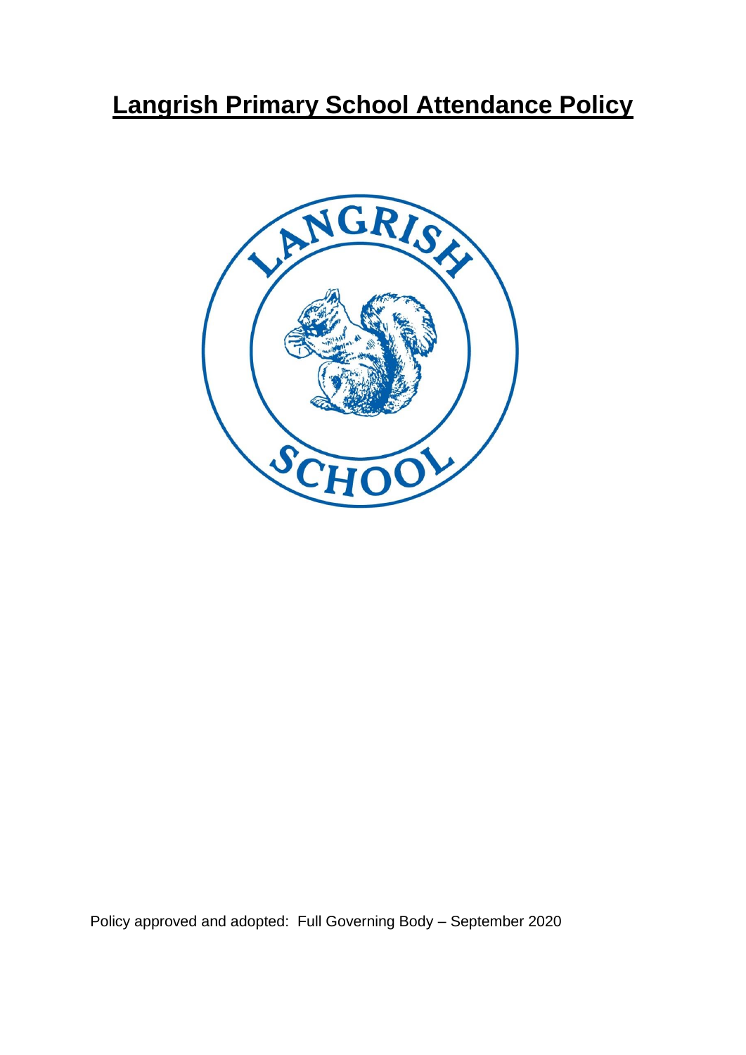# Langrish Primary School Attendance Policy

Policy approved and adopted: Full Governing Body – September 2020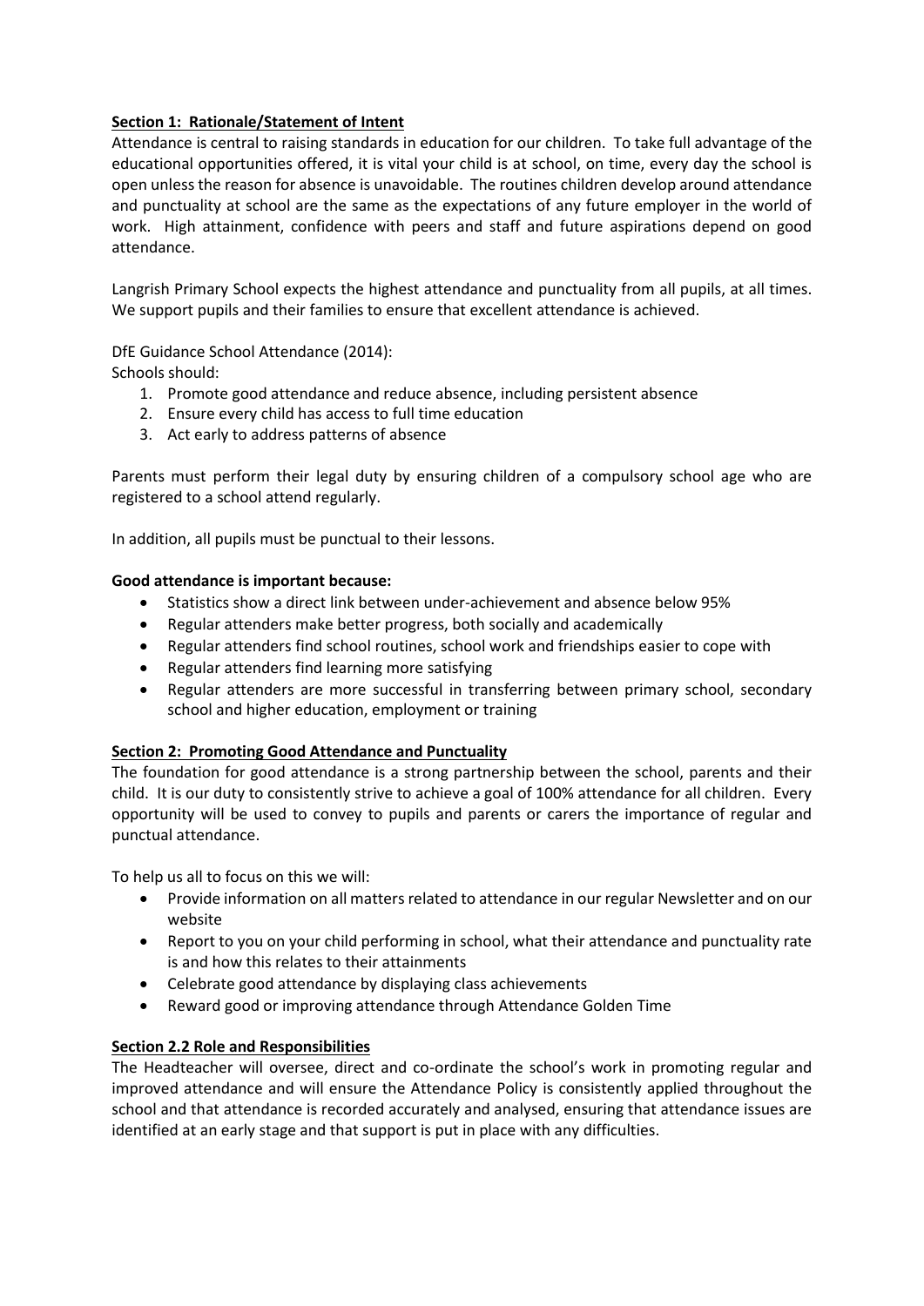## Section 1: Rationale/Statement of Intent

Attendance is central to raising standards in education for our children. To take full advantage of the educational opportunities offered, it is vital your child is at school, on time, every day the school is open unless the reason for absence is unavoidable. The routines children develop around attendance and punctuality at school are the same as the expectations of any future employer in the world of work. High attainment, confidence with peers and staff and future aspirations depend on good attendance.

Langrish Primary School expects the highest attendance and punctuality from all pupils, at all times. We support pupils and their families to ensure that excellent attendance is achieved.

DfE Guidance School Attendance (2014):
Schools should:

1. Promote good attendance and reduce absence, including persistent absence
2. Ensure every child has access to full time education
3. Act early to address patterns of absence

Parents must perform their legal duty by ensuring children of a compulsory school age who are registered to a school attend regularly.

In addition, all pupils must be punctual to their lessons.

**Good attendance is important because:**

- Statistics show a direct link between under-achievement and absence below 95%
- Regular attenders make better progress, both socially and academically
- Regular attenders find school routines, school work and friendships easier to cope with
- Regular attenders find learning more satisfying
- Regular attenders are more successful in transferring between primary school, secondary school and higher education, employment or training

## Section 2: Promoting Good Attendance and Punctuality

The foundation for good attendance is a strong partnership between the school, parents and their child. It is our duty to consistently strive to achieve a goal of 100% attendance for all children. Every opportunity will be used to convey to pupils and parents or carers the importance of regular and punctual attendance.

To help us all to focus on this we will:

- Provide information on all matters related to attendance in our regular Newsletter and on our website
- Report to you on your child performing in school, what their attendance and punctuality rate is and how this relates to their attainments
- Celebrate good attendance by displaying class achievements
- Reward good or improving attendance through Attendance Golden Time

## Section 2.2 Role and Responsibilities

The Headteacher will oversee, direct and co-ordinate the school's work in promoting regular and improved attendance and will ensure the Attendance Policy is consistently applied throughout the school and that attendance is recorded accurately and analysed, ensuring that attendance issues are identified at an early stage and that support is put in place with any difficulties.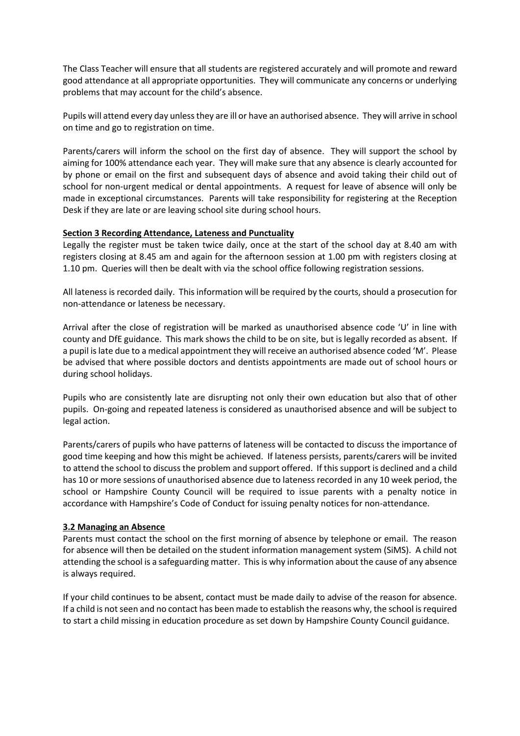The Class Teacher will ensure that all students are registered accurately and will promote and reward good attendance at all appropriate opportunities. They will communicate any concerns or underlying problems that may account for the child's absence.

Pupils will attend every day unless they are ill or have an authorised absence. They will arrive in school on time and go to registration on time.

Parents/carers will inform the school on the first day of absence. They will support the school by aiming for 100% attendance each year. They will make sure that any absence is clearly accounted for by phone or email on the first and subsequent days of absence and avoid taking their child out of school for non-urgent medical or dental appointments. A request for leave of absence will only be made in exceptional circumstances. Parents will take responsibility for registering at the Reception Desk if they are late or are leaving school site during school hours.

## Section 3 Recording Attendance, Lateness and Punctuality

Legally the register must be taken twice daily, once at the start of the school day at 8.40 am with registers closing at 8.45 am and again for the afternoon session at 1.00 pm with registers closing at 1.10 pm. Queries will then be dealt with via the school office following registration sessions.

All lateness is recorded daily. This information will be required by the courts, should a prosecution for non-attendance or lateness be necessary.

Arrival after the close of registration will be marked as unauthorised absence code 'U' in line with county and DfE guidance. This mark shows the child to be on site, but is legally recorded as absent. If a pupil is late due to a medical appointment they will receive an authorised absence coded 'M'. Please be advised that where possible doctors and dentists appointments are made out of school hours or during school holidays.

Pupils who are consistently late are disrupting not only their own education but also that of other pupils. On-going and repeated lateness is considered as unauthorised absence and will be subject to legal action.

Parents/carers of pupils who have patterns of lateness will be contacted to discuss the importance of good time keeping and how this might be achieved. If lateness persists, parents/carers will be invited to attend the school to discuss the problem and support offered. If this support is declined and a child has 10 or more sessions of unauthorised absence due to lateness recorded in any 10 week period, the school or Hampshire County Council will be required to issue parents with a penalty notice in accordance with Hampshire's Code of Conduct for issuing penalty notices for non-attendance.

## 3.2 Managing an Absence

Parents must contact the school on the first morning of absence by telephone or email. The reason for absence will then be detailed on the student information management system (SiMS). A child not attending the school is a safeguarding matter. This is why information about the cause of any absence is always required.

If your child continues to be absent, contact must be made daily to advise of the reason for absence. If a child is not seen and no contact has been made to establish the reasons why, the school is required to start a child missing in education procedure as set down by Hampshire County Council guidance.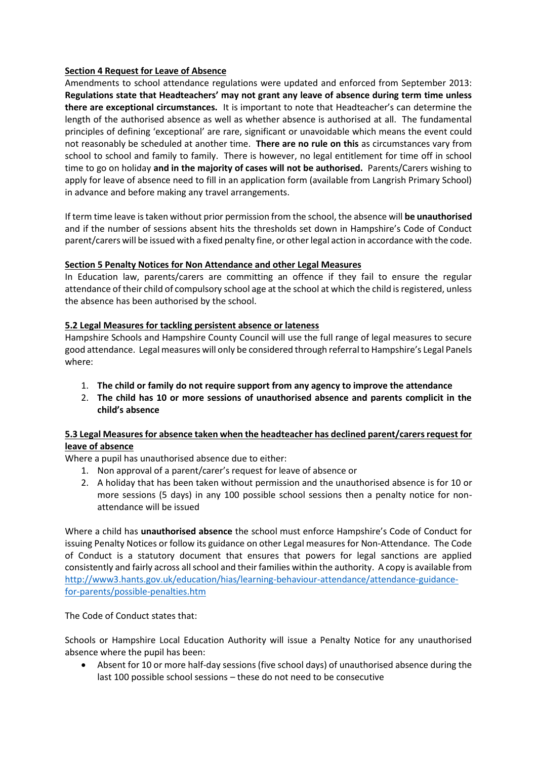## Section 4 Request for Leave of Absence

Amendments to school attendance regulations were updated and enforced from September 2013: **Regulations state that Headteachers' may not grant any leave of absence during term time unless there are exceptional circumstances.** It is important to note that Headteacher's can determine the length of the authorised absence as well as whether absence is authorised at all. The fundamental principles of defining 'exceptional' are rare, significant or unavoidable which means the event could not reasonably be scheduled at another time. **There are no rule on this** as circumstances vary from school to school and family to family. There is however, no legal entitlement for time off in school time to go on holiday **and in the majority of cases will not be authorised.** Parents/Carers wishing to apply for leave of absence need to fill in an application form (available from Langrish Primary School) in advance and before making any travel arrangements.

If term time leave is taken without prior permission from the school, the absence will **be unauthorised** and if the number of sessions absent hits the thresholds set down in Hampshire's Code of Conduct parent/carers will be issued with a fixed penalty fine, or other legal action in accordance with the code.

## Section 5 Penalty Notices for Non Attendance and other Legal Measures

In Education law, parents/carers are committing an offence if they fail to ensure the regular attendance of their child of compulsory school age at the school at which the child is registered, unless the absence has been authorised by the school.

### 5.2 Legal Measures for tackling persistent absence or lateness

Hampshire Schools and Hampshire County Council will use the full range of legal measures to secure good attendance. Legal measures will only be considered through referral to Hampshire's Legal Panels where:

1. **The child or family do not require support from any agency to improve the attendance**
2. **The child has 10 or more sessions of unauthorised absence and parents complicit in the child's absence**

### 5.3 Legal Measures for absence taken when the headteacher has declined parent/carers request for leave of absence

Where a pupil has unauthorised absence due to either:

1. Non approval of a parent/carer's request for leave of absence or
2. A holiday that has been taken without permission and the unauthorised absence is for 10 or more sessions (5 days) in any 100 possible school sessions then a penalty notice for non-attendance will be issued

Where a child has **unauthorised absence** the school must enforce Hampshire's Code of Conduct for issuing Penalty Notices or follow its guidance on other Legal measures for Non-Attendance. The Code of Conduct is a statutory document that ensures that powers for legal sanctions are applied consistently and fairly across all school and their families within the authority. A copy is available from [http://www3.hants.gov.uk/education/hias/learning-behaviour-attendance/attendance-guidance-for-parents/possible-penalties.htm](http://www3.hants.gov.uk/education/hias/learning-behaviour-attendance/attendance-guidance-for-parents/possible-penalties.htm)

The Code of Conduct states that:

Schools or Hampshire Local Education Authority will issue a Penalty Notice for any unauthorised absence where the pupil has been:

- Absent for 10 or more half-day sessions (five school days) of unauthorised absence during the last 100 possible school sessions – these do not need to be consecutive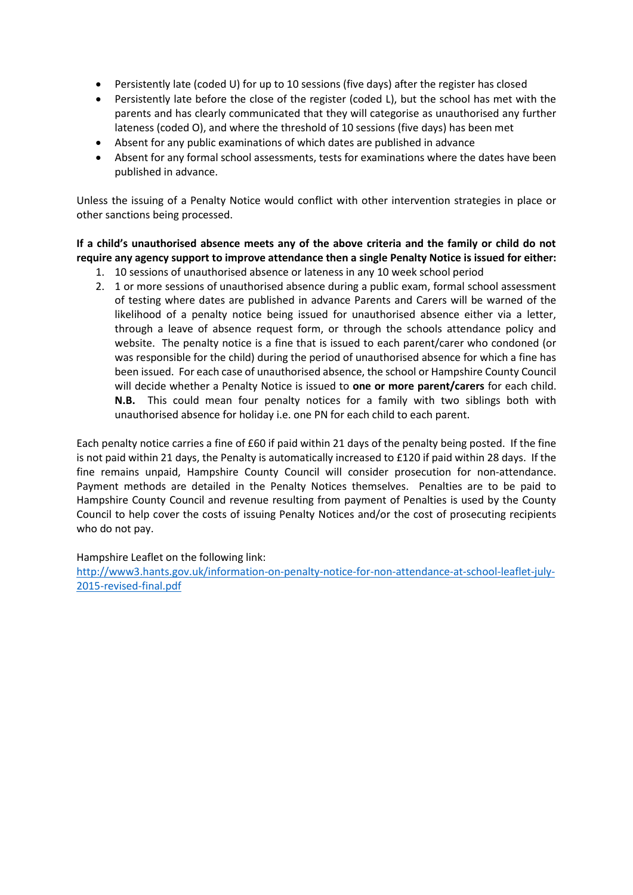- Persistently late (coded U) for up to 10 sessions (five days) after the register has closed
- Persistently late before the close of the register (coded L), but the school has met with the parents and has clearly communicated that they will categorise as unauthorised any further lateness (coded O), and where the threshold of 10 sessions (five days) has been met
- Absent for any public examinations of which dates are published in advance
- Absent for any formal school assessments, tests for examinations where the dates have been published in advance.

Unless the issuing of a Penalty Notice would conflict with other intervention strategies in place or other sanctions being processed.

**If a child's unauthorised absence meets any of the above criteria and the family or child do not require any agency support to improve attendance then a single Penalty Notice is issued for either:**

1. 10 sessions of unauthorised absence or lateness in any 10 week school period
2. 1 or more sessions of unauthorised absence during a public exam, formal school assessment of testing where dates are published in advance Parents and Carers will be warned of the likelihood of a penalty notice being issued for unauthorised absence either via a letter, through a leave of absence request form, or through the schools attendance policy and website. The penalty notice is a fine that is issued to each parent/carer who condoned (or was responsible for the child) during the period of unauthorised absence for which a fine has been issued. For each case of unauthorised absence, the school or Hampshire County Council will decide whether a Penalty Notice is issued to **one or more parent/carers** for each child. **N.B.** This could mean four penalty notices for a family with two siblings both with unauthorised absence for holiday i.e. one PN for each child to each parent.

Each penalty notice carries a fine of £60 if paid within 21 days of the penalty being posted. If the fine is not paid within 21 days, the Penalty is automatically increased to £120 if paid within 28 days. If the fine remains unpaid, Hampshire County Council will consider prosecution for non-attendance. Payment methods are detailed in the Penalty Notices themselves. Penalties are to be paid to Hampshire County Council and revenue resulting from payment of Penalties is used by the County Council to help cover the costs of issuing Penalty Notices and/or the cost of prosecuting recipients who do not pay.

Hampshire Leaflet on the following link:
[http://www3.hants.gov.uk/information-on-penalty-notice-for-non-attendance-at-school-leaflet-july-2015-revised-final.pdf](http://www3.hants.gov.uk/information-on-penalty-notice-for-non-attendance-at-school-leaflet-july-2015-revised-final.pdf)